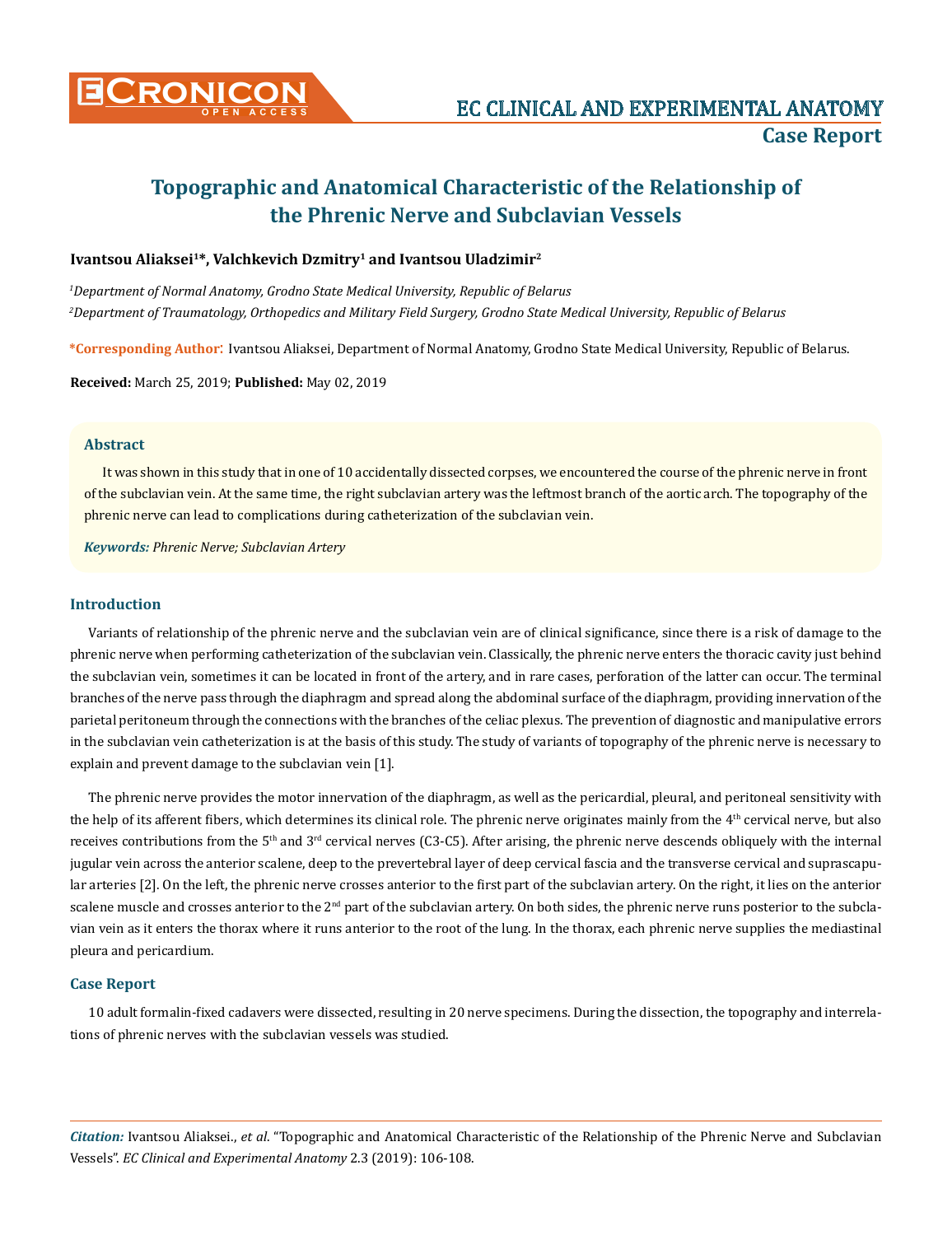# Topographic and Anatomical Characteristic of the Relationship of the Phrenic Nerve and Subclavian Vessels

**Ivantsou Aliaksei[1]*, Valchkevich Dzmitry[1] and Ivantsou Uladzimir[2]**

*[1]Department of Normal Anatomy, Grodno State Medical University, Republic of Belarus*

*[2]Department of Traumatology, Orthopedics and Military Field Surgery, Grodno State Medical University, Republic of Belarus*

**\*Corresponding Author:** Ivantsou Aliaksei, Department of Normal Anatomy, Grodno State Medical University, Republic of Belarus.

**Received:** March 25, 2019; **Published:** May 02, 2019

## Abstract

It was shown in this study that in one of 10 accidentally dissected corpses, we encountered the course of the phrenic nerve in front of the subclavian vein. At the same time, the right subclavian artery was the leftmost branch of the aortic arch. The topography of the phrenic nerve can lead to complications during catheterization of the subclavian vein.

***Keywords:*** *Phrenic Nerve; Subclavian Artery*

## Introduction

Variants of relationship of the phrenic nerve and the subclavian vein are of clinical significance, since there is a risk of damage to the phrenic nerve when performing catheterization of the subclavian vein. Classically, the phrenic nerve enters the thoracic cavity just behind the subclavian vein, sometimes it can be located in front of the artery, and in rare cases, perforation of the latter can occur. The terminal branches of the nerve pass through the diaphragm and spread along the abdominal surface of the diaphragm, providing innervation of the parietal peritoneum through the connections with the branches of the celiac plexus. The prevention of diagnostic and manipulative errors in the subclavian vein catheterization is at the basis of this study. The study of variants of topography of the phrenic nerve is necessary to explain and prevent damage to the subclavian vein [1].

The phrenic nerve provides the motor innervation of the diaphragm, as well as the pericardial, pleural, and peritoneal sensitivity with the help of its afferent fibers, which determines its clinical role. The phrenic nerve originates mainly from the 4th cervical nerve, but also receives contributions from the 5th and 3rd cervical nerves (C3-C5). After arising, the phrenic nerve descends obliquely with the internal jugular vein across the anterior scalene, deep to the prevertebral layer of deep cervical fascia and the transverse cervical and suprascapular arteries [2]. On the left, the phrenic nerve crosses anterior to the first part of the subclavian artery. On the right, it lies on the anterior scalene muscle and crosses anterior to the 2nd part of the subclavian artery. On both sides, the phrenic nerve runs posterior to the subclavian vein as it enters the thorax where it runs anterior to the root of the lung. In the thorax, each phrenic nerve supplies the mediastinal pleura and pericardium.

## Case Report

10 adult formalin-fixed cadavers were dissected, resulting in 20 nerve specimens. During the dissection, the topography and interrelations of phrenic nerves with the subclavian vessels was studied.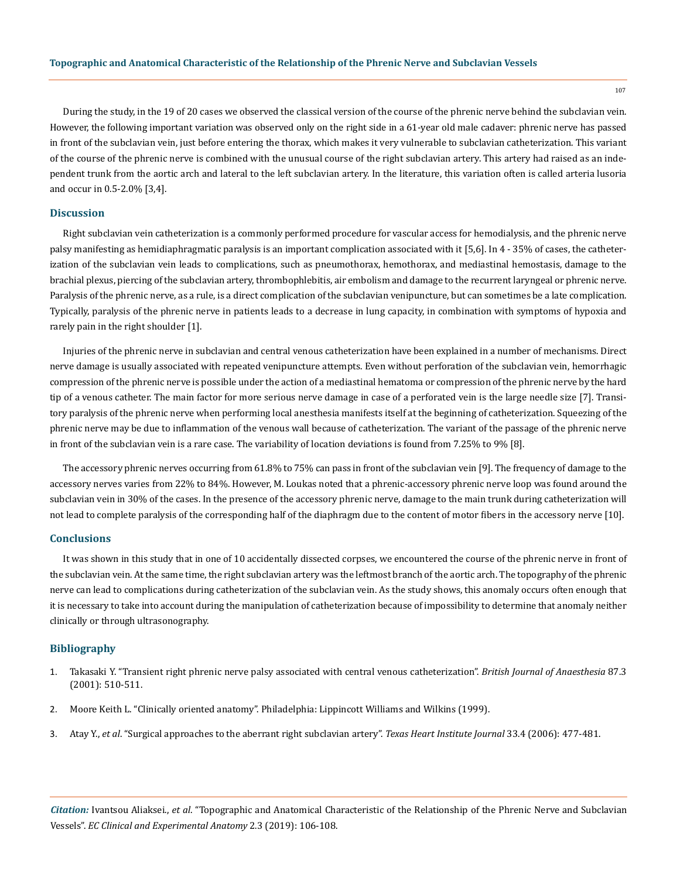During the study, in the 19 of 20 cases we observed the classical version of the course of the phrenic nerve behind the subclavian vein. However, the following important variation was observed only on the right side in a 61-year old male cadaver: phrenic nerve has passed in front of the subclavian vein, just before entering the thorax, which makes it very vulnerable to subclavian catheterization. This variant of the course of the phrenic nerve is combined with the unusual course of the right subclavian artery. This artery had raised as an independent trunk from the aortic arch and lateral to the left subclavian artery. In the literature, this variation often is called arteria lusoria and occur in 0.5-2.0% [3,4].

## Discussion

Right subclavian vein catheterization is a commonly performed procedure for vascular access for hemodialysis, and the phrenic nerve palsy manifesting as hemidiaphragmatic paralysis is an important complication associated with it [5,6]. In 4 - 35% of cases, the catheterization of the subclavian vein leads to complications, such as pneumothorax, hemothorax, and mediastinal hemostasis, damage to the brachial plexus, piercing of the subclavian artery, thrombophlebitis, air embolism and damage to the recurrent laryngeal or phrenic nerve. Paralysis of the phrenic nerve, as a rule, is a direct complication of the subclavian venipuncture, but can sometimes be a late complication. Typically, paralysis of the phrenic nerve in patients leads to a decrease in lung capacity, in combination with symptoms of hypoxia and rarely pain in the right shoulder [1].

Injuries of the phrenic nerve in subclavian and central venous catheterization have been explained in a number of mechanisms. Direct nerve damage is usually associated with repeated venipuncture attempts. Even without perforation of the subclavian vein, hemorrhagic compression of the phrenic nerve is possible under the action of a mediastinal hematoma or compression of the phrenic nerve by the hard tip of a venous catheter. The main factor for more serious nerve damage in case of a perforated vein is the large needle size [7]. Transitory paralysis of the phrenic nerve when performing local anesthesia manifests itself at the beginning of catheterization. Squeezing of the phrenic nerve may be due to inflammation of the venous wall because of catheterization. The variant of the passage of the phrenic nerve in front of the subclavian vein is a rare case. The variability of location deviations is found from 7.25% to 9% [8].

The accessory phrenic nerves occurring from 61.8% to 75% can pass in front of the subclavian vein [9]. The frequency of damage to the accessory nerves varies from 22% to 84%. However, M. Loukas noted that a phrenic-accessory phrenic nerve loop was found around the subclavian vein in 30% of the cases. In the presence of the accessory phrenic nerve, damage to the main trunk during catheterization will not lead to complete paralysis of the corresponding half of the diaphragm due to the content of motor fibers in the accessory nerve [10].

## Conclusions

It was shown in this study that in one of 10 accidentally dissected corpses, we encountered the course of the phrenic nerve in front of the subclavian vein. At the same time, the right subclavian artery was the leftmost branch of the aortic arch. The topography of the phrenic nerve can lead to complications during catheterization of the subclavian vein. As the study shows, this anomaly occurs often enough that it is necessary to take into account during the manipulation of catheterization because of impossibility to determine that anomaly neither clinically or through ultrasonography.

## Bibliography

1. Takasaki Y. "Transient right phrenic nerve palsy associated with central venous catheterization". *British Journal of Anaesthesia* 87.3 (2001): 510-511.
2. Moore Keith L. "Clinically oriented anatomy". Philadelphia: Lippincott Williams and Wilkins (1999).
3. Atay Y., *et al*. "Surgical approaches to the aberrant right subclavian artery". *Texas Heart Institute Journal* 33.4 (2006): 477-481.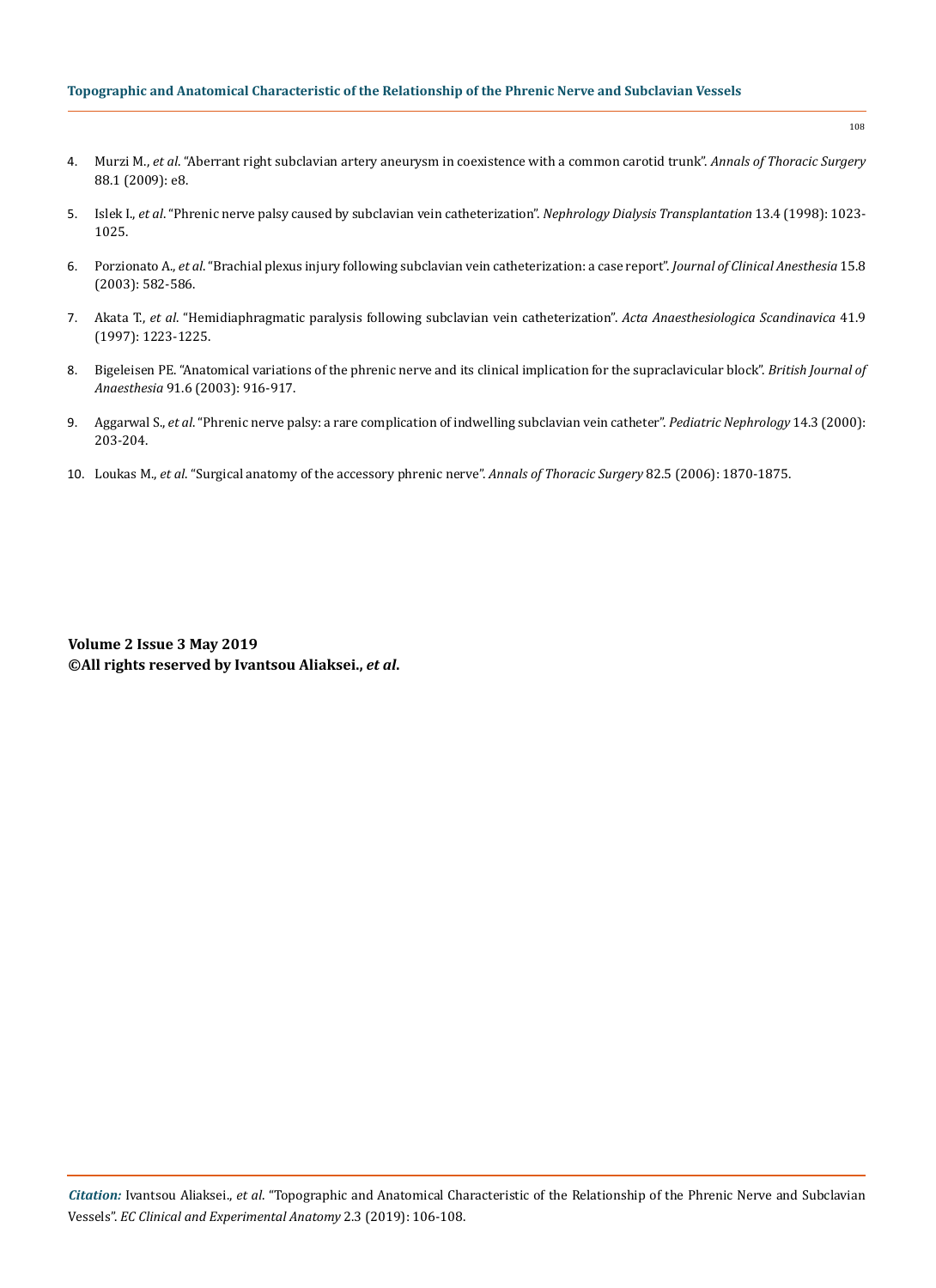4. Murzi M., *et al*. "Aberrant right subclavian artery aneurysm in coexistence with a common carotid trunk". *Annals of Thoracic Surgery* 88.1 (2009): e8.
5. Islek I., *et al*. "Phrenic nerve palsy caused by subclavian vein catheterization". *Nephrology Dialysis Transplantation* 13.4 (1998): 1023-1025.
6. Porzionato A., *et al*. "Brachial plexus injury following subclavian vein catheterization: a case report". *Journal of Clinical Anesthesia* 15.8 (2003): 582-586.
7. Akata T., *et al*. "Hemidiaphragmatic paralysis following subclavian vein catheterization". *Acta Anaesthesiologica Scandinavica* 41.9 (1997): 1223-1225.
8. Bigeleisen PE. "Anatomical variations of the phrenic nerve and its clinical implication for the supraclavicular block". *British Journal of Anaesthesia* 91.6 (2003): 916-917.
9. Aggarwal S., *et al*. "Phrenic nerve palsy: a rare complication of indwelling subclavian vein catheter". *Pediatric Nephrology* 14.3 (2000): 203-204.
10. Loukas M., *et al*. "Surgical anatomy of the accessory phrenic nerve". *Annals of Thoracic Surgery* 82.5 (2006): 1870-1875.

**Volume 2 Issue 3 May 2019**
**©All rights reserved by Ivantsou Aliaksei., *et al*.**